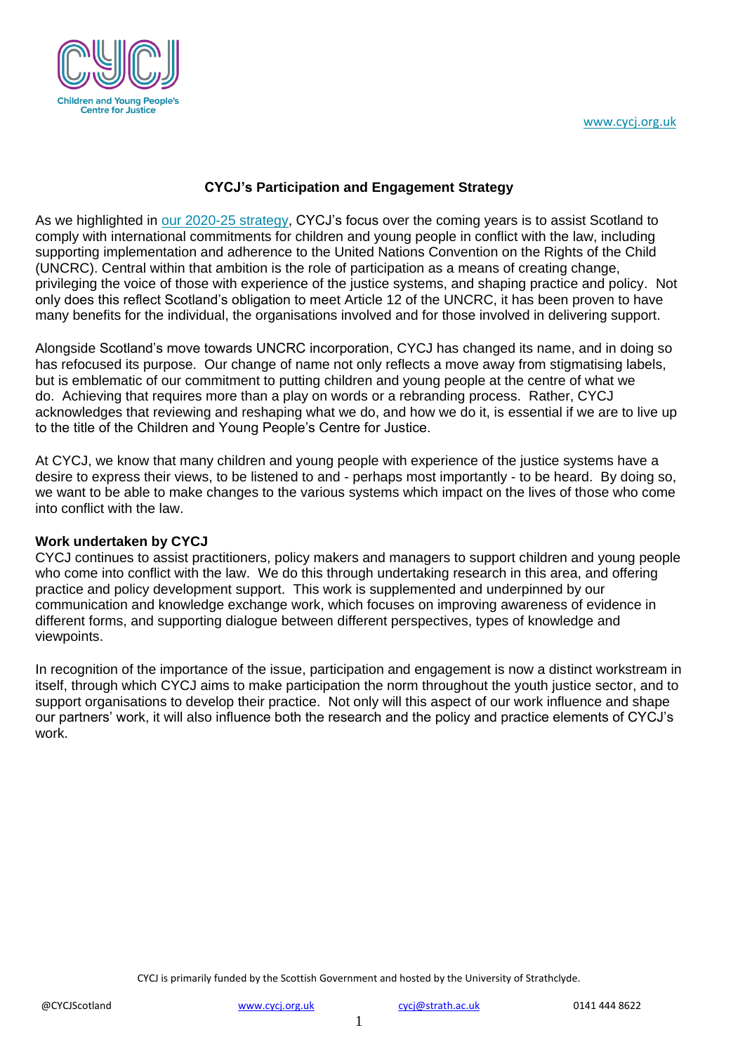# CYCJ's Participation and Engagement Strategy

As we highlighted in [our 2020-25 strategy](), CYCJ's focus over the coming years is to assist Scotland to comply with international commitments for children and young people in conflict with the law, including supporting implementation and adherence to the United Nations Convention on the Rights of the Child (UNCRC). Central within that ambition is the role of participation as a means of creating change, privileging the voice of those with experience of the justice systems, and shaping practice and policy. Not only does this reflect Scotland's obligation to meet Article 12 of the UNCRC, it has been proven to have many benefits for the individual, the organisations involved and for those involved in delivering support.

Alongside Scotland's move towards UNCRC incorporation, CYCJ has changed its name, and in doing so has refocused its purpose. Our change of name not only reflects a move away from stigmatising labels, but is emblematic of our commitment to putting children and young people at the centre of what we do. Achieving that requires more than a play on words or a rebranding process. Rather, CYCJ acknowledges that reviewing and reshaping what we do, and how we do it, is essential if we are to live up to the title of the Children and Young People's Centre for Justice.

At CYCJ, we know that many children and young people with experience of the justice systems have a desire to express their views, to be listened to and - perhaps most importantly - to be heard. By doing so, we want to be able to make changes to the various systems which impact on the lives of those who come into conflict with the law.

## Work undertaken by CYCJ

CYCJ continues to assist practitioners, policy makers and managers to support children and young people who come into conflict with the law. We do this through undertaking research in this area, and offering practice and policy development support. This work is supplemented and underpinned by our communication and knowledge exchange work, which focuses on improving awareness of evidence in different forms, and supporting dialogue between different perspectives, types of knowledge and viewpoints.

In recognition of the importance of the issue, participation and engagement is now a distinct workstream in itself, through which CYCJ aims to make participation the norm throughout the youth justice sector, and to support organisations to develop their practice. Not only will this aspect of our work influence and shape our partners' work, it will also influence both the research and the policy and practice elements of CYCJ's work.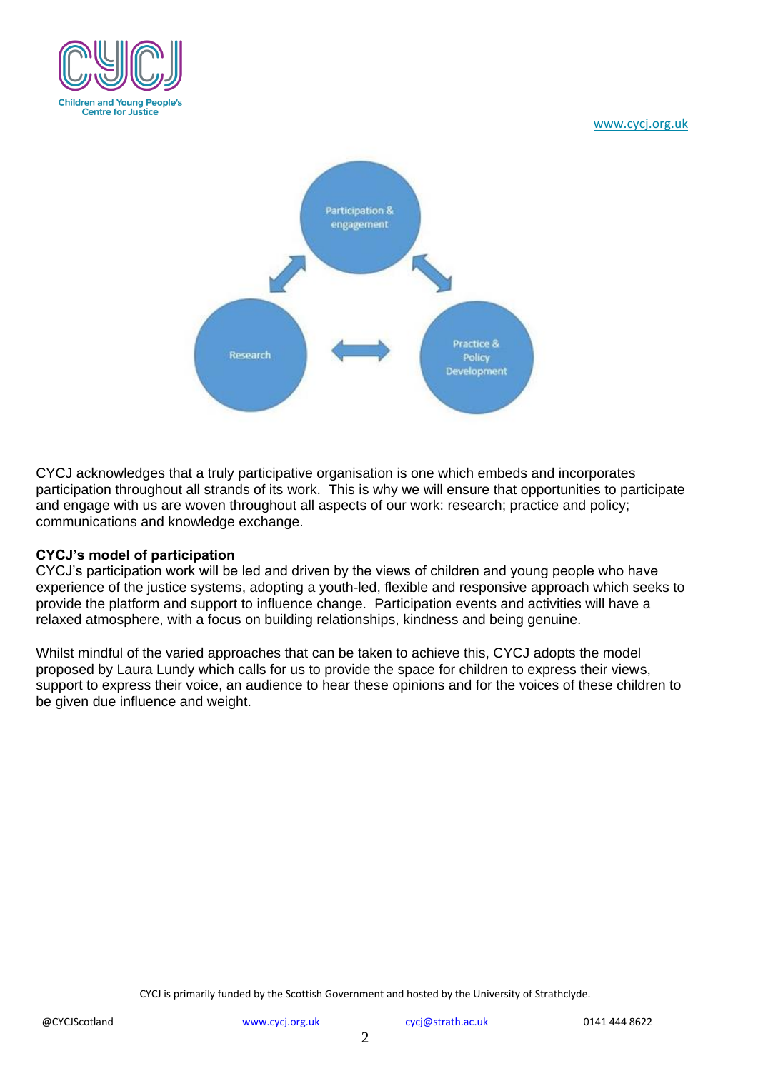Participation & engagement

Research

Practice & Policy Development

CYCJ acknowledges that a truly participative organisation is one which embeds and incorporates participation throughout all strands of its work. This is why we will ensure that opportunities to participate and engage with us are woven throughout all aspects of our work: research; practice and policy; communications and knowledge exchange.

**CYCJ's model of participation**

CYCJ's participation work will be led and driven by the views of children and young people who have experience of the justice systems, adopting a youth-led, flexible and responsive approach which seeks to provide the platform and support to influence change. Participation events and activities will have a relaxed atmosphere, with a focus on building relationships, kindness and being genuine.

Whilst mindful of the varied approaches that can be taken to achieve this, CYCJ adopts the model proposed by Laura Lundy which calls for us to provide the space for children to express their views, support to express their voice, an audience to hear these opinions and for the voices of these children to be given due influence and weight.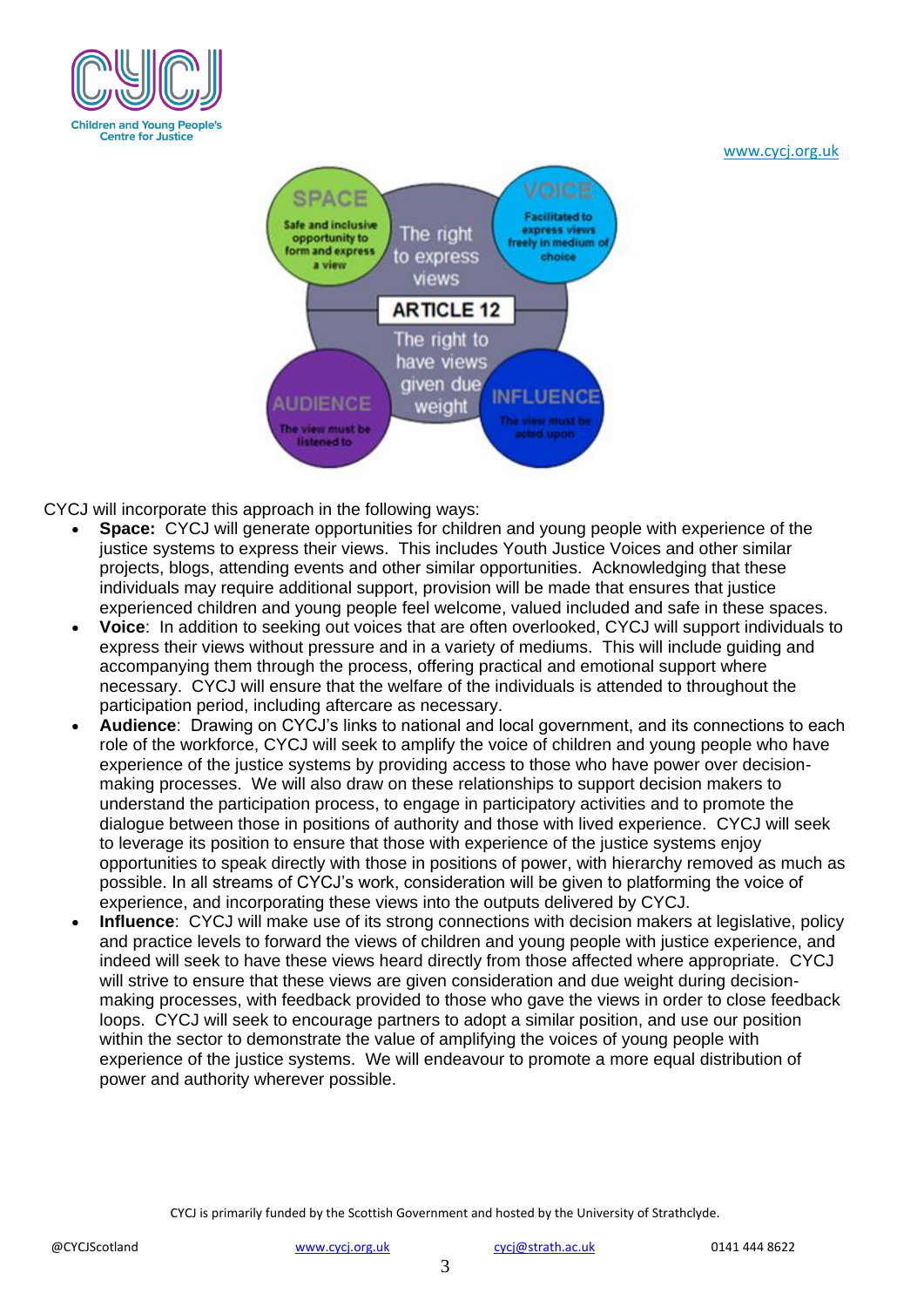SPACE
Safe and inclusive opportunity to form and express a view

VOICE
Facilitated to express views freely in medium of choice

The right to express views

ARTICLE 12

The right to have views given due weight

AUDIENCE
The view must be listened to

INFLUENCE
The view must be acted upon

CYCJ will incorporate this approach in the following ways:

- **Space:** CYCJ will generate opportunities for children and young people with experience of the justice systems to express their views. This includes Youth Justice Voices and other similar projects, blogs, attending events and other similar opportunities. Acknowledging that these individuals may require additional support, provision will be made that ensures that justice experienced children and young people feel welcome, valued included and safe in these spaces.
- **Voice**: In addition to seeking out voices that are often overlooked, CYCJ will support individuals to express their views without pressure and in a variety of mediums. This will include guiding and accompanying them through the process, offering practical and emotional support where necessary. CYCJ will ensure that the welfare of the individuals is attended to throughout the participation period, including aftercare as necessary.
- **Audience**: Drawing on CYCJ's links to national and local government, and its connections to each role of the workforce, CYCJ will seek to amplify the voice of children and young people who have experience of the justice systems by providing access to those who have power over decision-making processes. We will also draw on these relationships to support decision makers to understand the participation process, to engage in participatory activities and to promote the dialogue between those in positions of authority and those with lived experience. CYCJ will seek to leverage its position to ensure that those with experience of the justice systems enjoy opportunities to speak directly with those in positions of power, with hierarchy removed as much as possible. In all streams of CYCJ's work, consideration will be given to platforming the voice of experience, and incorporating these views into the outputs delivered by CYCJ.
- **Influence**: CYCJ will make use of its strong connections with decision makers at legislative, policy and practice levels to forward the views of children and young people with justice experience, and indeed will seek to have these views heard directly from those affected where appropriate. CYCJ will strive to ensure that these views are given consideration and due weight during decision-making processes, with feedback provided to those who gave the views in order to close feedback loops. CYCJ will seek to encourage partners to adopt a similar position, and use our position within the sector to demonstrate the value of amplifying the voices of young people with experience of the justice systems. We will endeavour to promote a more equal distribution of power and authority wherever possible.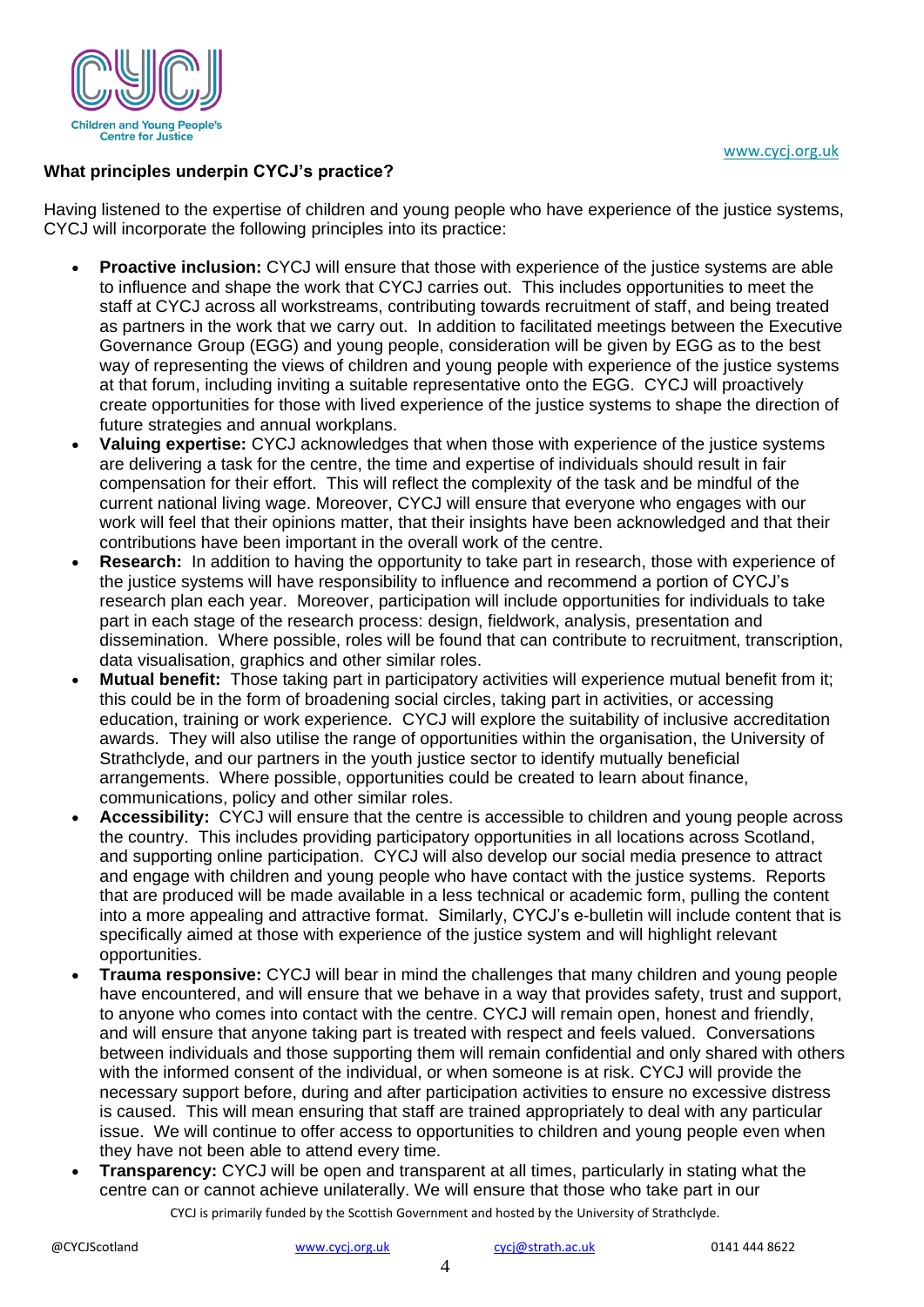**What principles underpin CYCJ's practice?**

Having listened to the expertise of children and young people who have experience of the justice systems, CYCJ will incorporate the following principles into its practice:

- **Proactive inclusion:** CYCJ will ensure that those with experience of the justice systems are able to influence and shape the work that CYCJ carries out. This includes opportunities to meet the staff at CYCJ across all workstreams, contributing towards recruitment of staff, and being treated as partners in the work that we carry out. In addition to facilitated meetings between the Executive Governance Group (EGG) and young people, consideration will be given by EGG as to the best way of representing the views of children and young people with experience of the justice systems at that forum, including inviting a suitable representative onto the EGG. CYCJ will proactively create opportunities for those with lived experience of the justice systems to shape the direction of future strategies and annual workplans.
- **Valuing expertise:** CYCJ acknowledges that when those with experience of the justice systems are delivering a task for the centre, the time and expertise of individuals should result in fair compensation for their effort. This will reflect the complexity of the task and be mindful of the current national living wage. Moreover, CYCJ will ensure that everyone who engages with our work will feel that their opinions matter, that their insights have been acknowledged and that their contributions have been important in the overall work of the centre.
- **Research:** In addition to having the opportunity to take part in research, those with experience of the justice systems will have responsibility to influence and recommend a portion of CYCJ's research plan each year. Moreover, participation will include opportunities for individuals to take part in each stage of the research process: design, fieldwork, analysis, presentation and dissemination. Where possible, roles will be found that can contribute to recruitment, transcription, data visualisation, graphics and other similar roles.
- **Mutual benefit:** Those taking part in participatory activities will experience mutual benefit from it; this could be in the form of broadening social circles, taking part in activities, or accessing education, training or work experience. CYCJ will explore the suitability of inclusive accreditation awards. They will also utilise the range of opportunities within the organisation, the University of Strathclyde, and our partners in the youth justice sector to identify mutually beneficial arrangements. Where possible, opportunities could be created to learn about finance, communications, policy and other similar roles.
- **Accessibility:** CYCJ will ensure that the centre is accessible to children and young people across the country. This includes providing participatory opportunities in all locations across Scotland, and supporting online participation. CYCJ will also develop our social media presence to attract and engage with children and young people who have contact with the justice systems. Reports that are produced will be made available in a less technical or academic form, pulling the content into a more appealing and attractive format. Similarly, CYCJ's e-bulletin will include content that is specifically aimed at those with experience of the justice system and will highlight relevant opportunities.
- **Trauma responsive:** CYCJ will bear in mind the challenges that many children and young people have encountered, and will ensure that we behave in a way that provides safety, trust and support, to anyone who comes into contact with the centre. CYCJ will remain open, honest and friendly, and will ensure that anyone taking part is treated with respect and feels valued. Conversations between individuals and those supporting them will remain confidential and only shared with others with the informed consent of the individual, or when someone is at risk. CYCJ will provide the necessary support before, during and after participation activities to ensure no excessive distress is caused. This will mean ensuring that staff are trained appropriately to deal with any particular issue. We will continue to offer access to opportunities to children and young people even when they have not been able to attend every time.
- **Transparency:** CYCJ will be open and transparent at all times, particularly in stating what the centre can or cannot achieve unilaterally. We will ensure that those who take part in our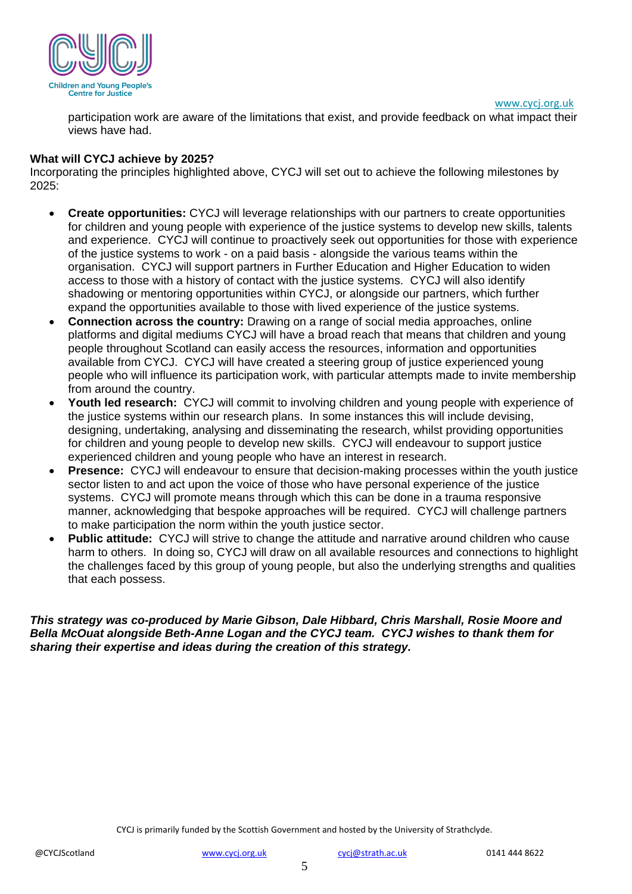participation work are aware of the limitations that exist, and provide feedback on what impact their views have had.

**What will CYCJ achieve by 2025?**

Incorporating the principles highlighted above, CYCJ will set out to achieve the following milestones by 2025:

- **Create opportunities:** CYCJ will leverage relationships with our partners to create opportunities for children and young people with experience of the justice systems to develop new skills, talents and experience. CYCJ will continue to proactively seek out opportunities for those with experience of the justice systems to work - on a paid basis - alongside the various teams within the organisation. CYCJ will support partners in Further Education and Higher Education to widen access to those with a history of contact with the justice systems. CYCJ will also identify shadowing or mentoring opportunities within CYCJ, or alongside our partners, which further expand the opportunities available to those with lived experience of the justice systems.
- **Connection across the country:** Drawing on a range of social media approaches, online platforms and digital mediums CYCJ will have a broad reach that means that children and young people throughout Scotland can easily access the resources, information and opportunities available from CYCJ. CYCJ will have created a steering group of justice experienced young people who will influence its participation work, with particular attempts made to invite membership from around the country.
- **Youth led research:** CYCJ will commit to involving children and young people with experience of the justice systems within our research plans. In some instances this will include devising, designing, undertaking, analysing and disseminating the research, whilst providing opportunities for children and young people to develop new skills. CYCJ will endeavour to support justice experienced children and young people who have an interest in research.
- **Presence:** CYCJ will endeavour to ensure that decision-making processes within the youth justice sector listen to and act upon the voice of those who have personal experience of the justice systems. CYCJ will promote means through which this can be done in a trauma responsive manner, acknowledging that bespoke approaches will be required. CYCJ will challenge partners to make participation the norm within the youth justice sector.
- **Public attitude:** CYCJ will strive to change the attitude and narrative around children who cause harm to others. In doing so, CYCJ will draw on all available resources and connections to highlight the challenges faced by this group of young people, but also the underlying strengths and qualities that each possess.

***This strategy was co-produced by Marie Gibson, Dale Hibbard, Chris Marshall, Rosie Moore and Bella McOuat alongside Beth-Anne Logan and the CYCJ team. CYCJ wishes to thank them for sharing their expertise and ideas during the creation of this strategy.***